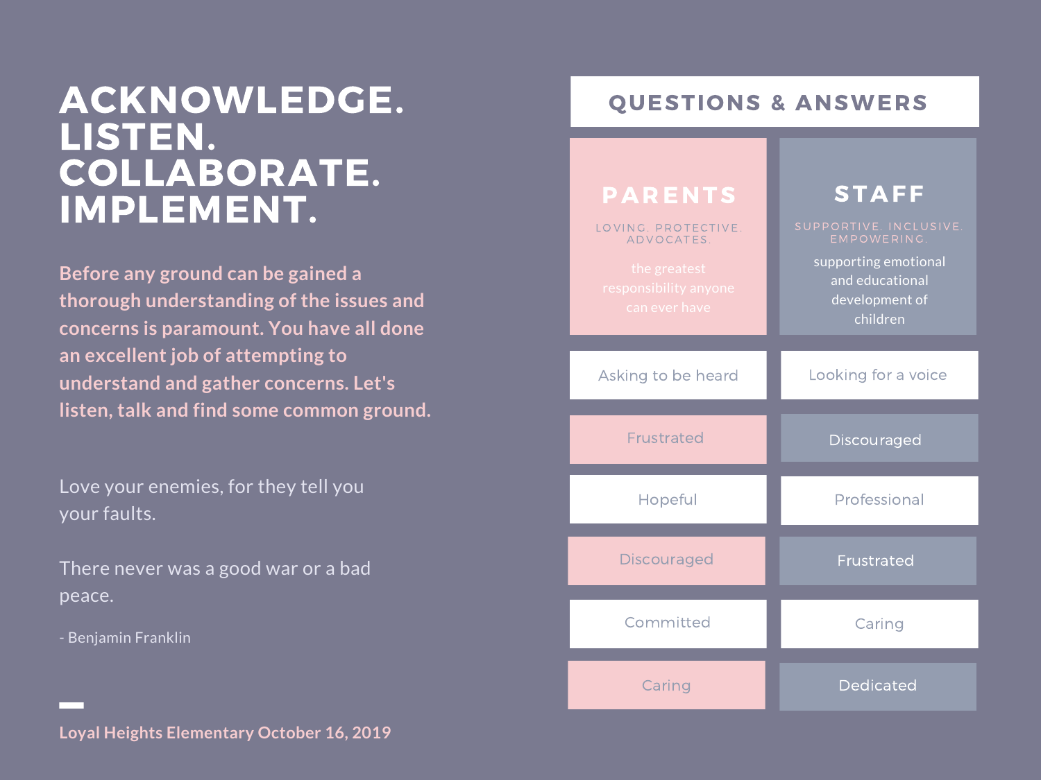# ACKNOWLEDGE. LISTEN. COLLABORATE. IMPLEMENT.

**Before any ground can be gained a thorough understanding of the issues and concerns is paramount. You have all done an excellent job of attempting to understand and gather concerns. Let's listen, talk and find some common ground.**

Love your enemies, for they tell you your faults.

There never was a good war or a bad peace.

- Benjamin Franklin

**Loyal Heights Elementary October 16, 2019**

## QUESTIONS & ANSWERS

| PARENTS | STAFF |
| --- | --- |
| LOVING. PROTECTIVE. ADVOCATES. the greatest responsibility anyone can ever have | SUPPORTIVE. INCLUSIVE. EMPOWERING. supporting emotional and educational development of children |
| Asking to be heard | Looking for a voice |
| Frustrated | Discouraged |
| Hopeful | Professional |
| Discouraged | Frustrated |
| Committed | Caring |
| Caring | Dedicated |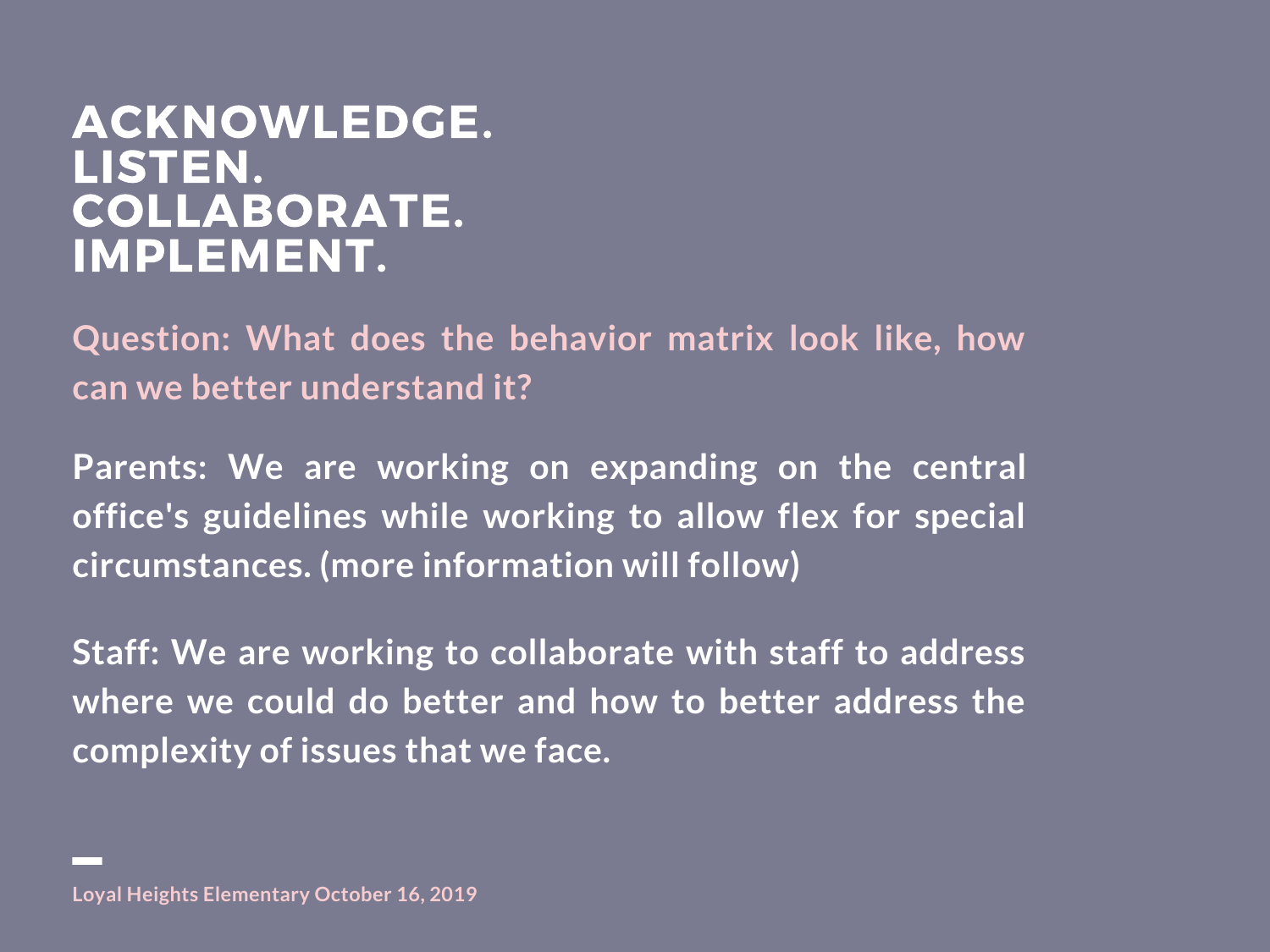# ACKNOWLEDGE.
# LISTEN.
# COLLABORATE.
# IMPLEMENT.

**Question: What does the behavior matrix look like, how can we better understand it?**

**Parents: We are working on expanding on the central office's guidelines while working to allow flex for special circumstances. (more information will follow)**

**Staff: We are working to collaborate with staff to address where we could do better and how to better address the complexity of issues that we face.**

**Loyal Heights Elementary October 16, 2019**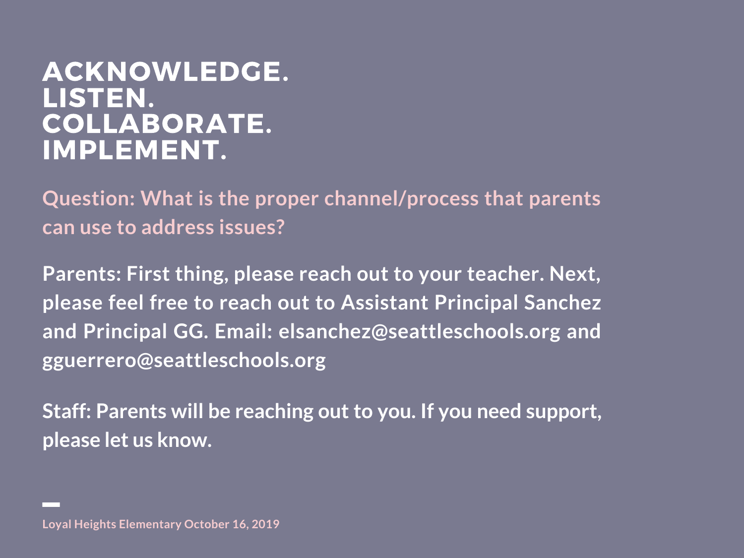# ACKNOWLEDGE.
# LISTEN.
# COLLABORATE.
# IMPLEMENT.

**Question: What is the proper channel/process that parents can use to address issues?**

**Parents: First thing, please reach out to your teacher. Next, please feel free to reach out to Assistant Principal Sanchez and Principal GG. Email: elsanchez@seattleschools.org and gguerrero@seattleschools.org**

**Staff: Parents will be reaching out to you. If you need support, please let us know.**

Loyal Heights Elementary October 16, 2019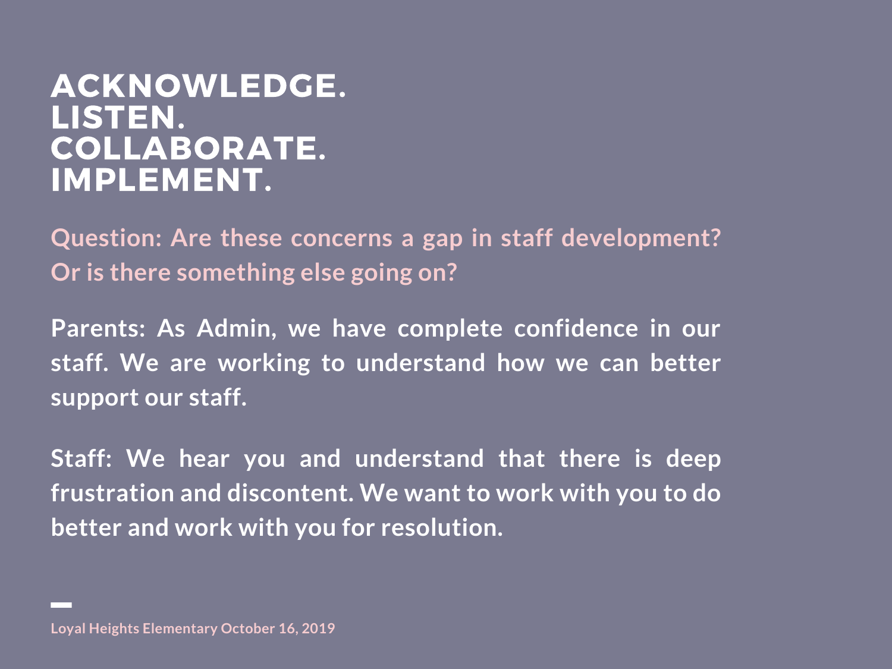# ACKNOWLEDGE.
# LISTEN.
# COLLABORATE.
# IMPLEMENT.

**Question: Are these concerns a gap in staff development? Or is there something else going on?**

**Parents: As Admin, we have complete confidence in our staff. We are working to understand how we can better support our staff.**

**Staff: We hear you and understand that there is deep frustration and discontent. We want to work with you to do better and work with you for resolution.**

**Loyal Heights Elementary October 16, 2019**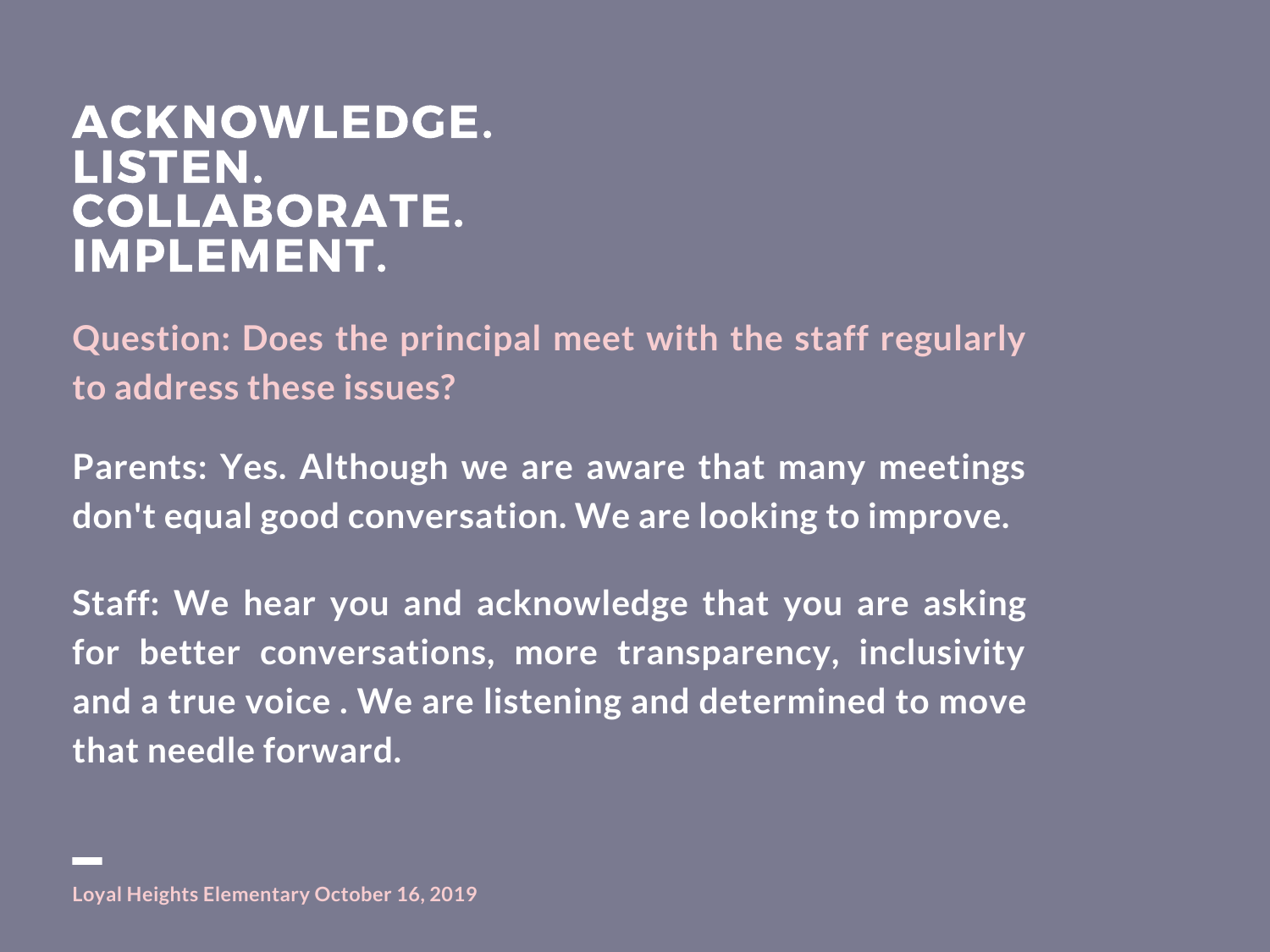# ACKNOWLEDGE.
# LISTEN.
# COLLABORATE.
# IMPLEMENT.

**Question: Does the principal meet with the staff regularly to address these issues?**

**Parents: Yes. Although we are aware that many meetings don't equal good conversation. We are looking to improve.**

**Staff: We hear you and acknowledge that you are asking for better conversations, more transparency, inclusivity and a true voice . We are listening and determined to move that needle forward.**

**Loyal Heights Elementary October 16, 2019**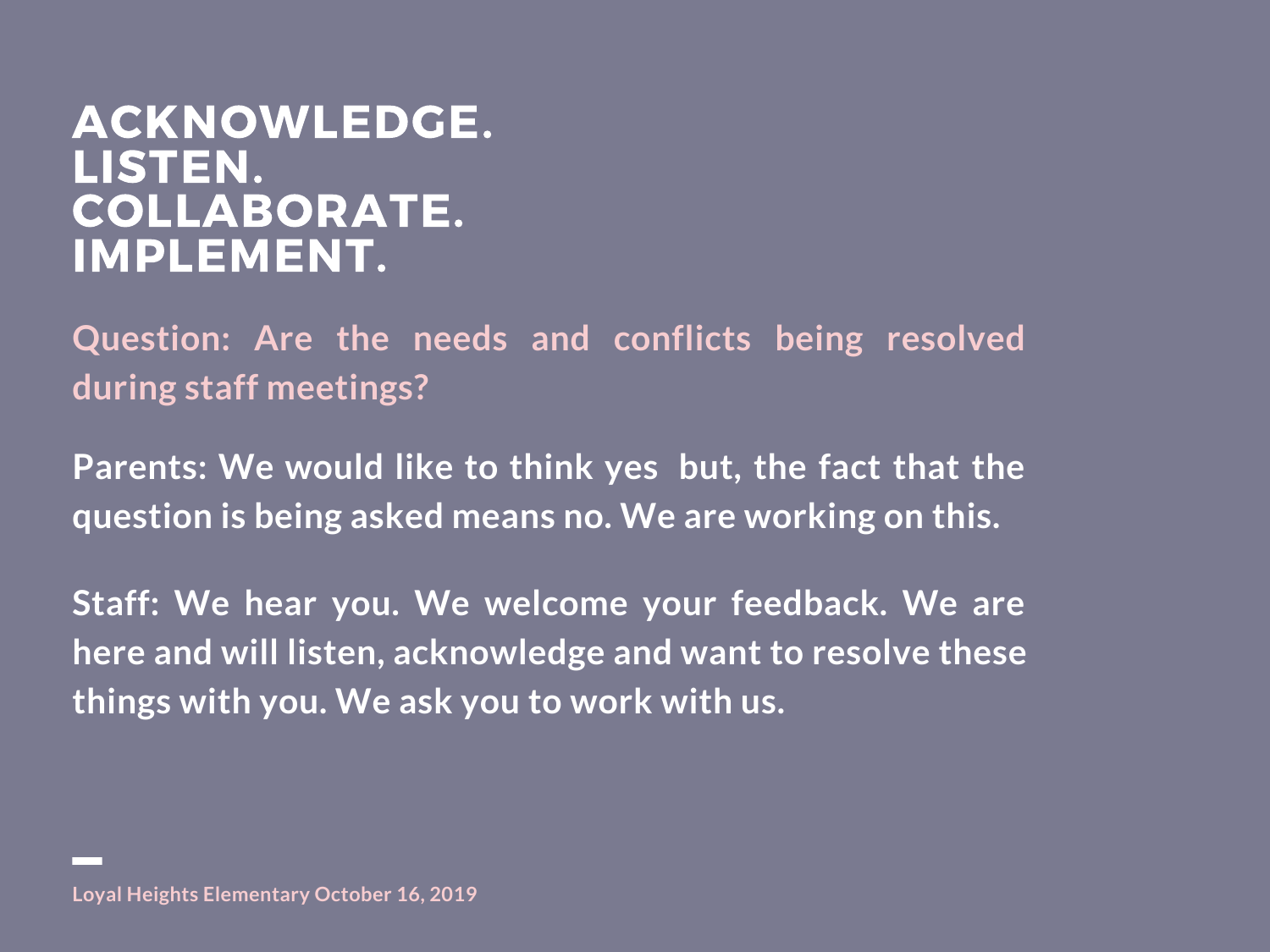# ACKNOWLEDGE.
# LISTEN.
# COLLABORATE.
# IMPLEMENT.

**Question: Are the needs and conflicts being resolved during staff meetings?**

**Parents: We would like to think yes  but, the fact that the question is being asked means no. We are working on this.**

**Staff: We hear you. We welcome your feedback. We are here and will listen, acknowledge and want to resolve these things with you. We ask you to work with us.**

**Loyal Heights Elementary October 16, 2019**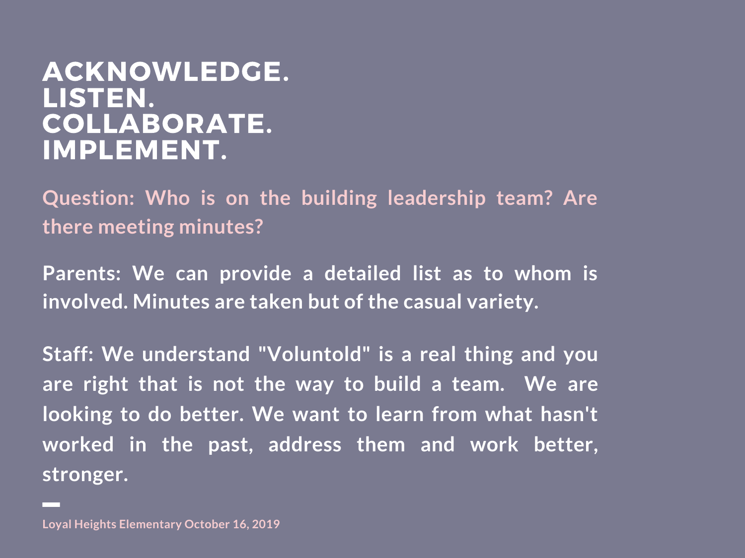# ACKNOWLEDGE.
# LISTEN.
# COLLABORATE.
# IMPLEMENT.

**Question: Who is on the building leadership team? Are there meeting minutes?**

**Parents: We can provide a detailed list as to whom is involved. Minutes are taken but of the casual variety.**

**Staff: We understand "Voluntold" is a real thing and you are right that is not the way to build a team. We are looking to do better. We want to learn from what hasn't worked in the past, address them and work better, stronger.**

**Loyal Heights Elementary October 16, 2019**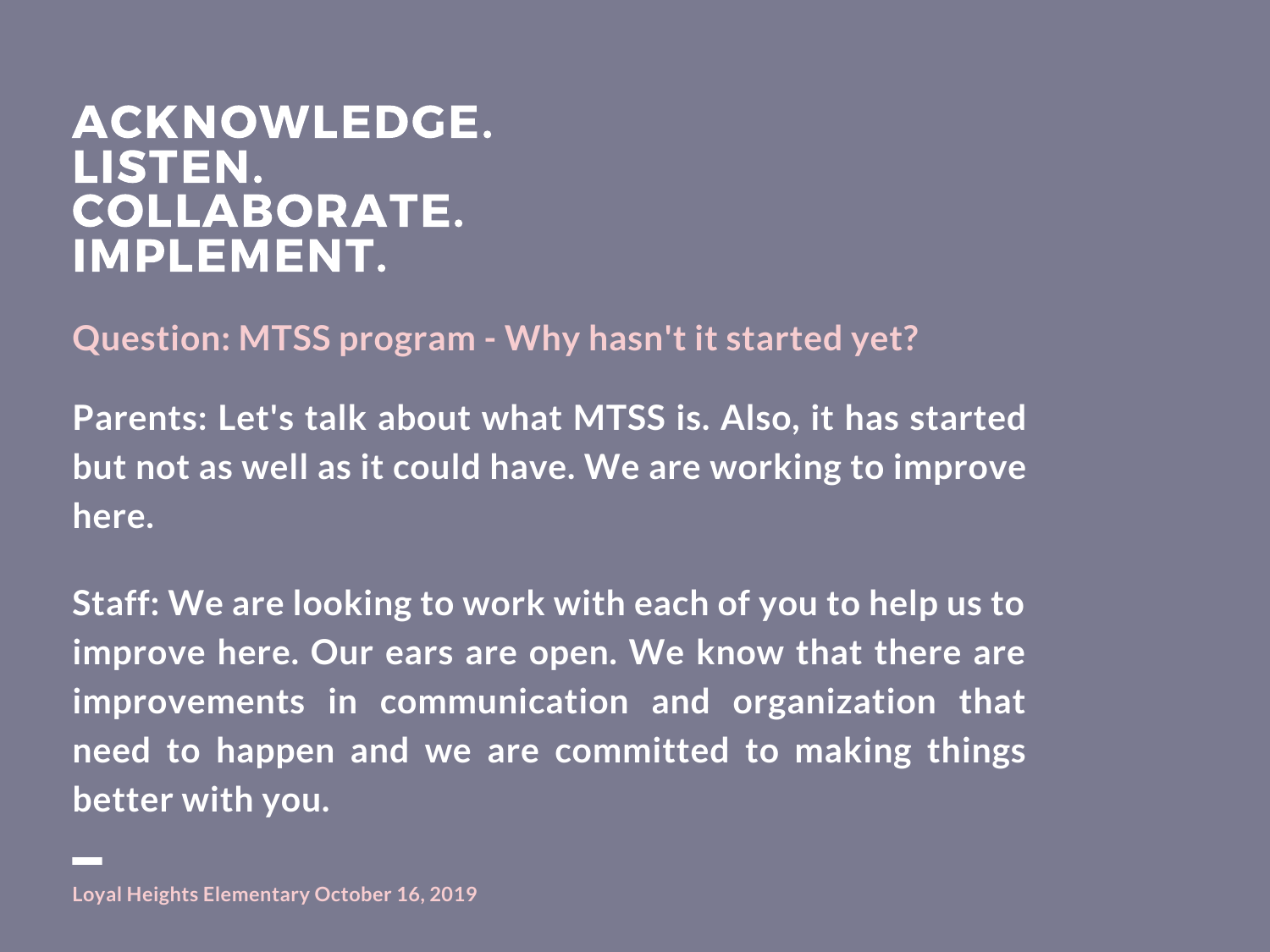# ACKNOWLEDGE.
# LISTEN.
# COLLABORATE.
# IMPLEMENT.

**Question: MTSS program - Why hasn't it started yet?**

**Parents: Let's talk about what MTSS is. Also, it has started but not as well as it could have. We are working to improve here.**

**Staff: We are looking to work with each of you to help us to improve here. Our ears are open. We know that there are improvements in communication and organization that need to happen and we are committed to making things better with you.**

**Loyal Heights Elementary October 16, 2019**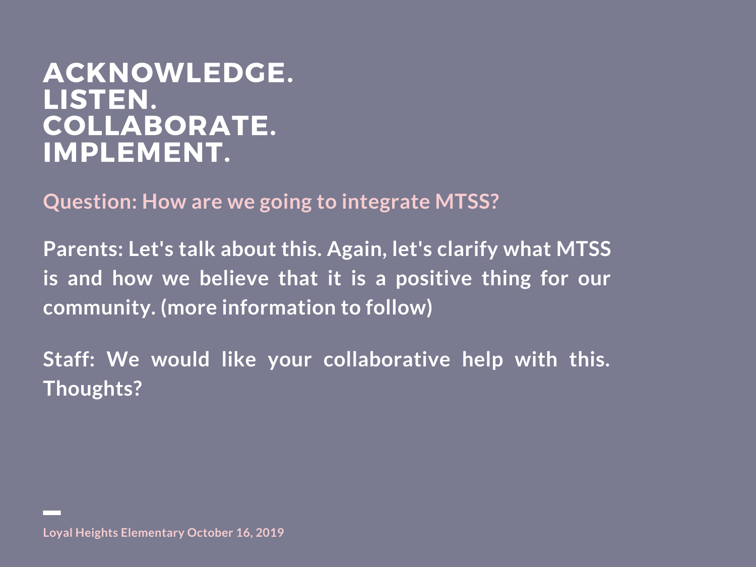# ACKNOWLEDGE.
# LISTEN.
# COLLABORATE.
# IMPLEMENT.

**Question: How are we going to integrate MTSS?**

**Parents: Let's talk about this. Again, let's clarify what MTSS is and how we believe that it is a positive thing for our community. (more information to follow)**

**Staff: We would like your collaborative help with this. Thoughts?**

**Loyal Heights Elementary October 16, 2019**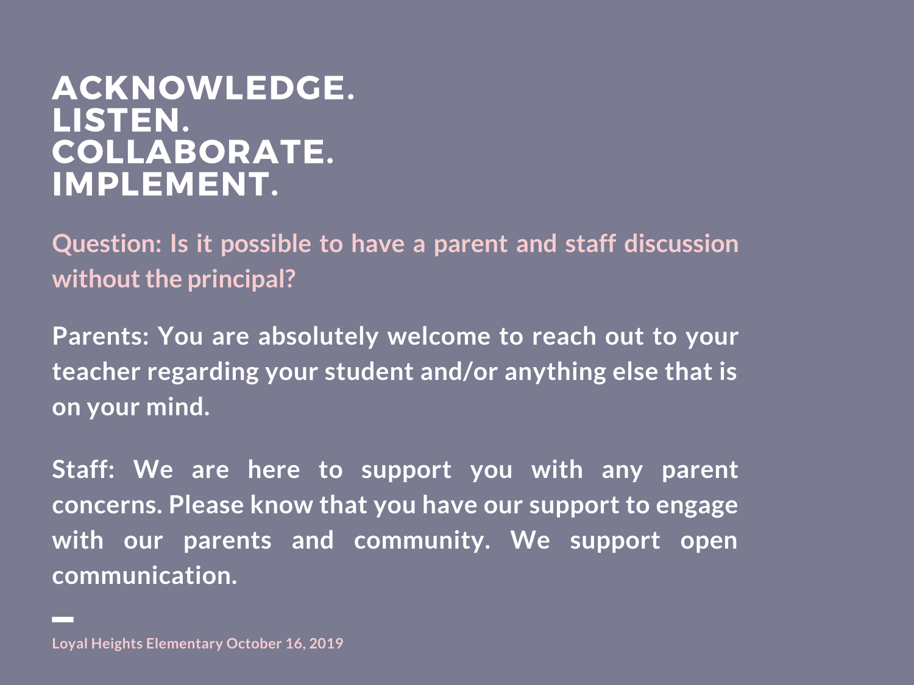# ACKNOWLEDGE.
# LISTEN.
# COLLABORATE.
# IMPLEMENT.

**Question: Is it possible to have a parent and staff discussion without the principal?**

**Parents: You are absolutely welcome to reach out to your teacher regarding your student and/or anything else that is on your mind.**

**Staff: We are here to support you with any parent concerns. Please know that you have our support to engage with our parents and community. We support open communication.**

---

**Loyal Heights Elementary October 16, 2019**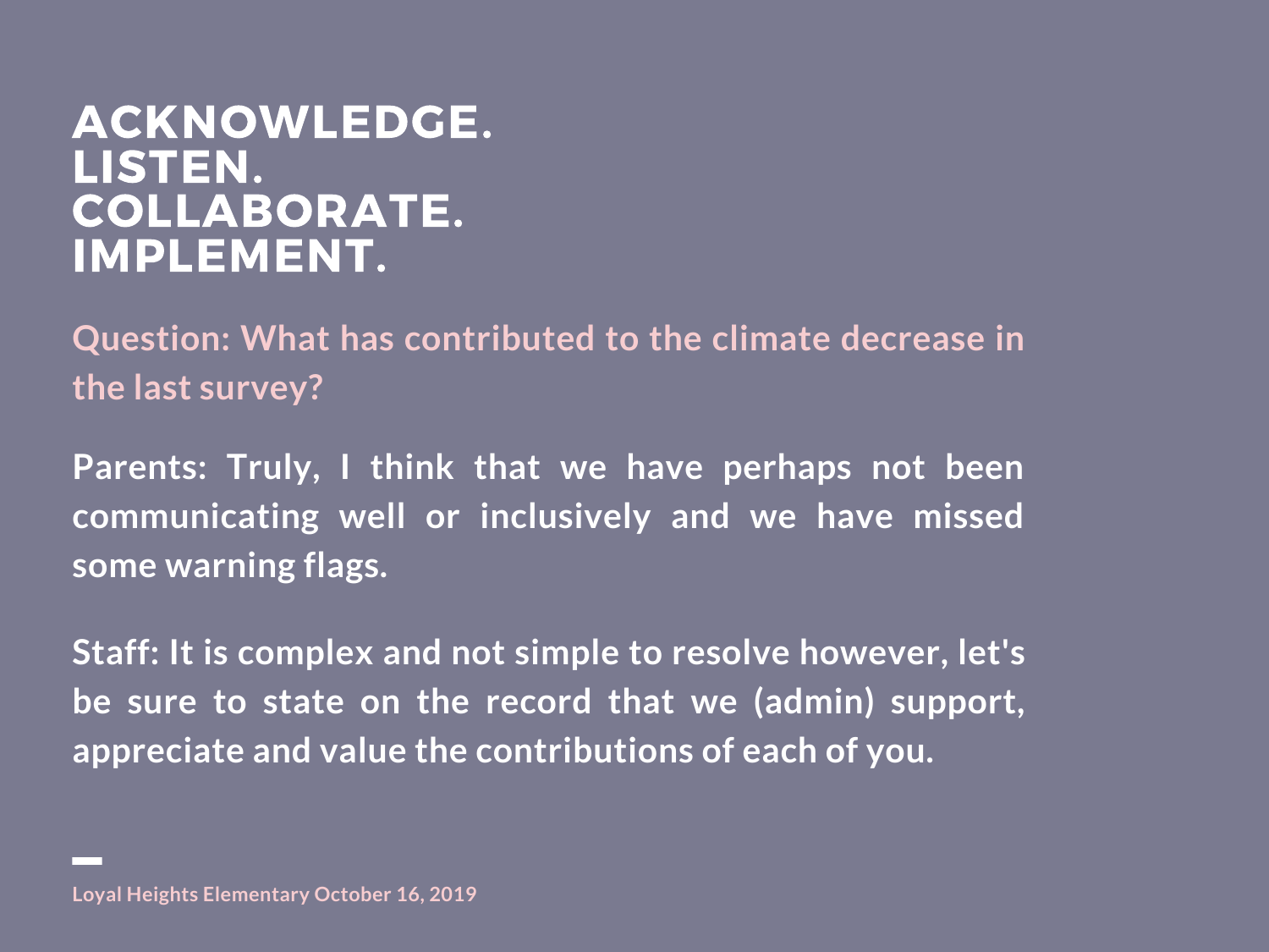# ACKNOWLEDGE.
# LISTEN.
# COLLABORATE.
# IMPLEMENT.

**Question: What has contributed to the climate decrease in the last survey?**

**Parents: Truly, I think that we have perhaps not been communicating well or inclusively and we have missed some warning flags.**

**Staff: It is complex and not simple to resolve however, let's be sure to state on the record that we (admin) support, appreciate and value the contributions of each of you.**

**Loyal Heights Elementary October 16, 2019**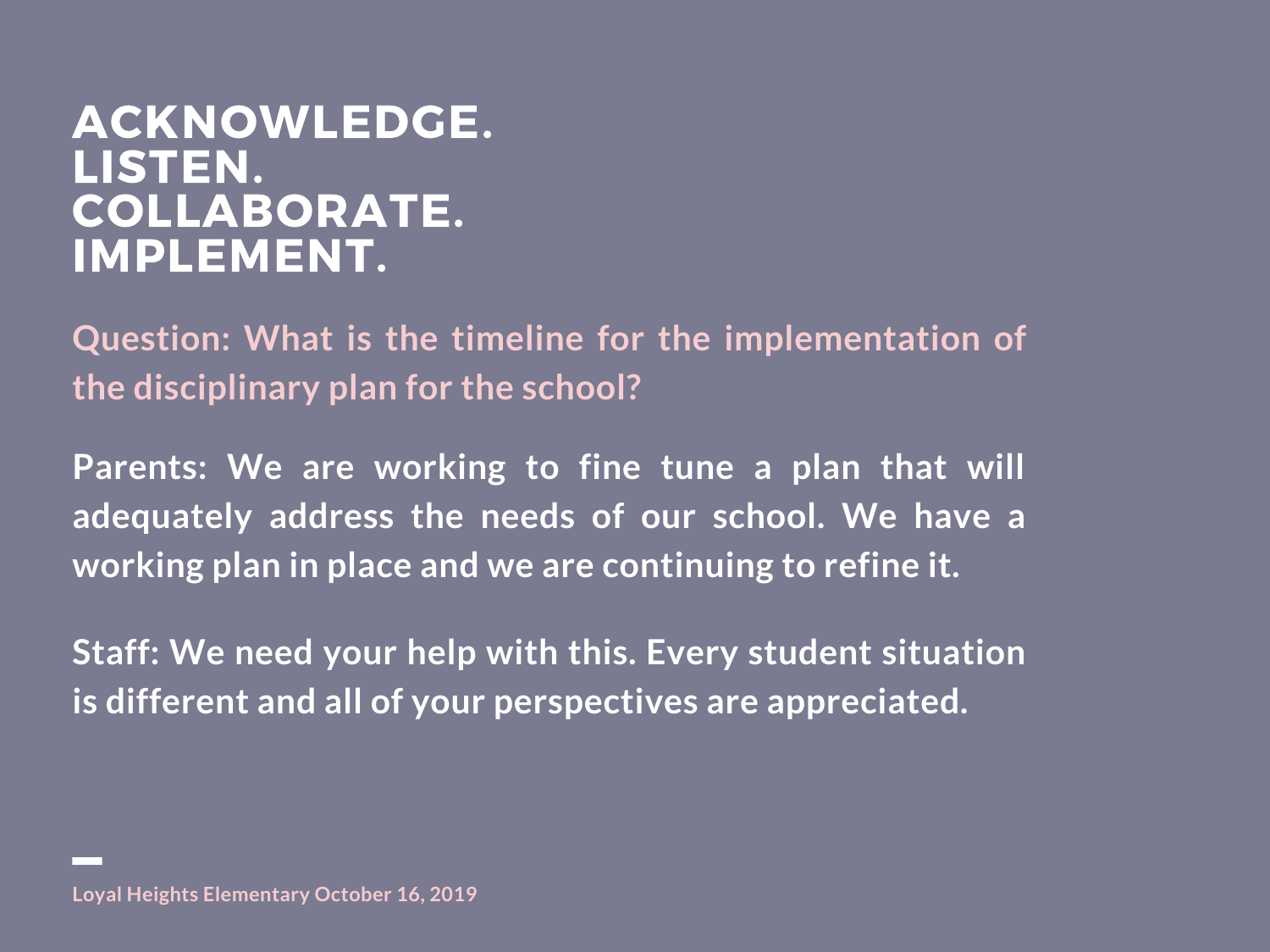# ACKNOWLEDGE.
# LISTEN.
# COLLABORATE.
# IMPLEMENT.

**Question: What is the timeline for the implementation of the disciplinary plan for the school?**

**Parents: We are working to fine tune a plan that will adequately address the needs of our school. We have a working plan in place and we are continuing to refine it.**

**Staff: We need your help with this. Every student situation is different and all of your perspectives are appreciated.**

**Loyal Heights Elementary October 16, 2019**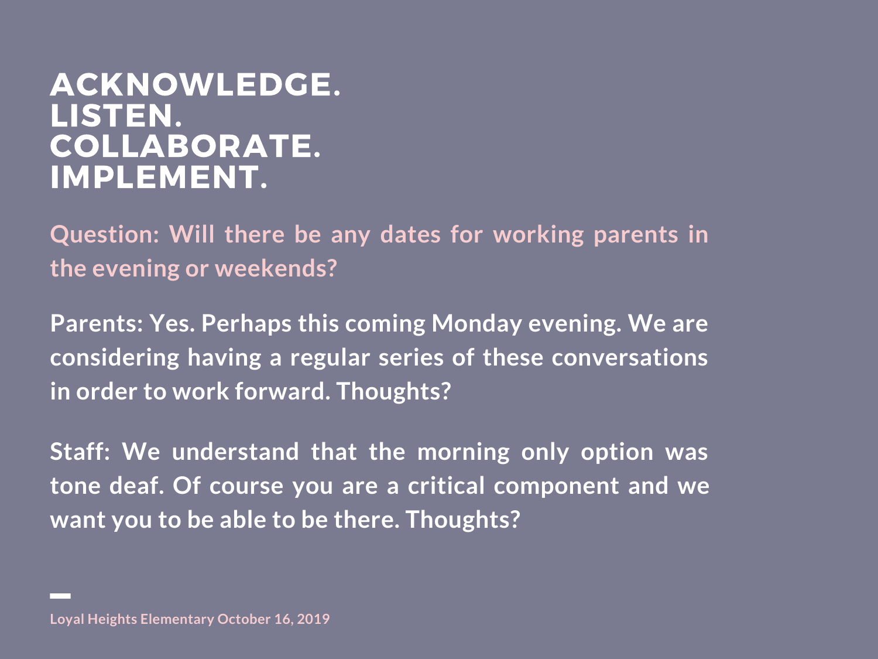# ACKNOWLEDGE.
# LISTEN.
# COLLABORATE.
# IMPLEMENT.

**Question: Will there be any dates for working parents in the evening or weekends?**

**Parents: Yes. Perhaps this coming Monday evening. We are considering having a regular series of these conversations in order to work forward. Thoughts?**

**Staff: We understand that the morning only option was tone deaf. Of course you are a critical component and we want you to be able to be there. Thoughts?**

**Loyal Heights Elementary October 16, 2019**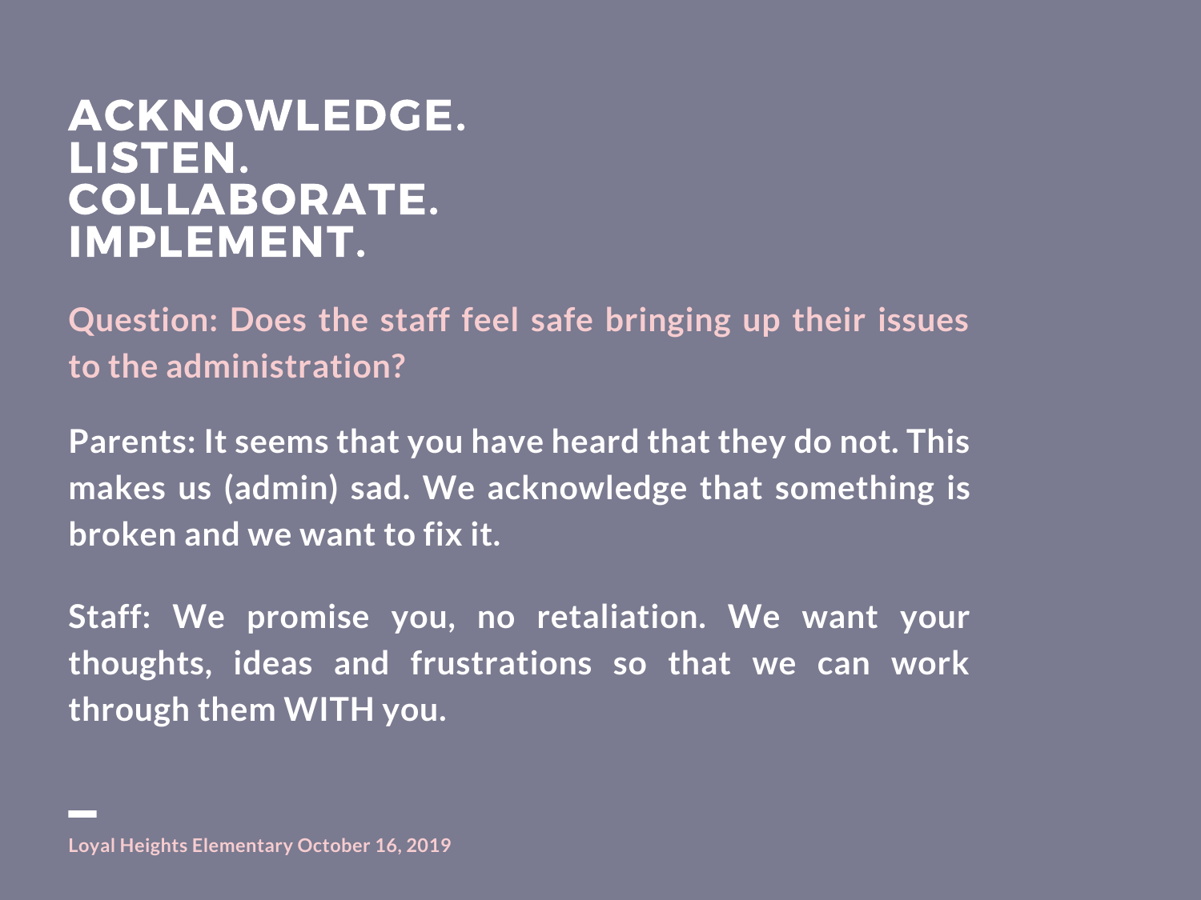# ACKNOWLEDGE.
# LISTEN.
# COLLABORATE.
# IMPLEMENT.

**Question: Does the staff feel safe bringing up their issues to the administration?**

**Parents: It seems that you have heard that they do not. This makes us (admin) sad. We acknowledge that something is broken and we want to fix it.**

**Staff: We promise you, no retaliation. We want your thoughts, ideas and frustrations so that we can work through them WITH you.**

**Loyal Heights Elementary October 16, 2019**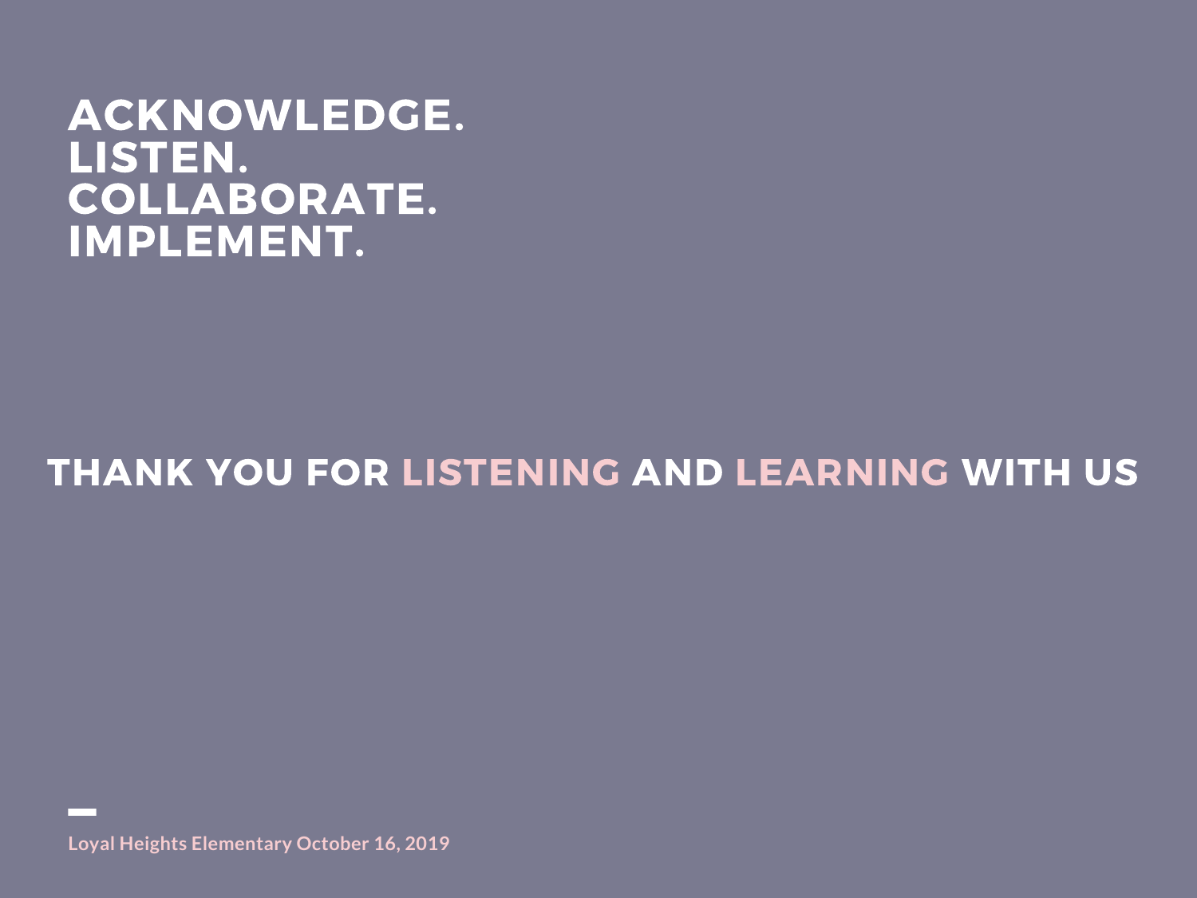# ACKNOWLEDGE.
# LISTEN.
# COLLABORATE.
# IMPLEMENT.

## THANK YOU FOR LISTENING AND LEARNING WITH US

**Loyal Heights Elementary October 16, 2019**